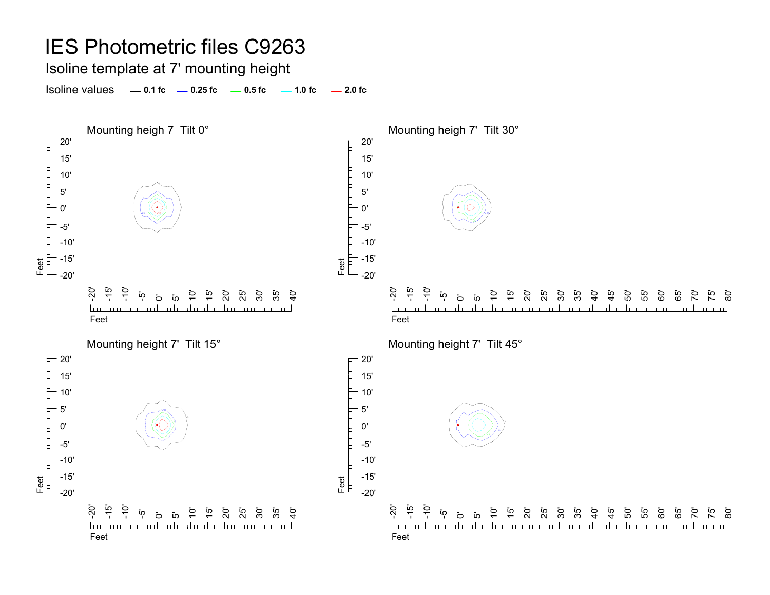# IES Photometric files C9263

## Isoline template at 7' mounting height

Isoline values — 0.1 fc — 0.25 fc — 0.5 fc — 1.0 fc — 2.0 fc

### Mounting heigh 7  Tilt 0°

### Mounting heigh 7'  Tilt 30°

### Mounting height 7'  Tilt 15°

### Mounting height 7'  Tilt 45°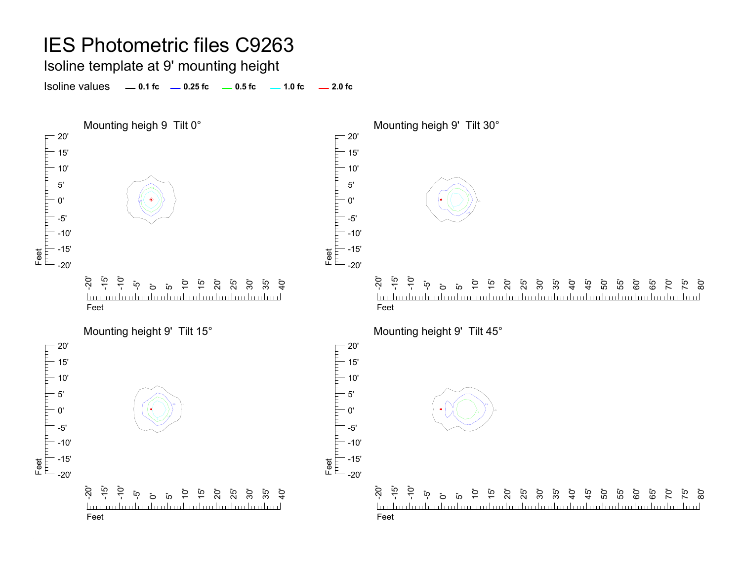# IES Photometric files C9263

## Isoline template at 9' mounting height

Isoline values — 0.1 fc — 0.25 fc — 0.5 fc — 1.0 fc — 2.0 fc

### Mounting heigh 9  Tilt 0°

### Mounting heigh 9'  Tilt 30°

### Mounting height 9'  Tilt 15°

### Mounting height 9'  Tilt 45°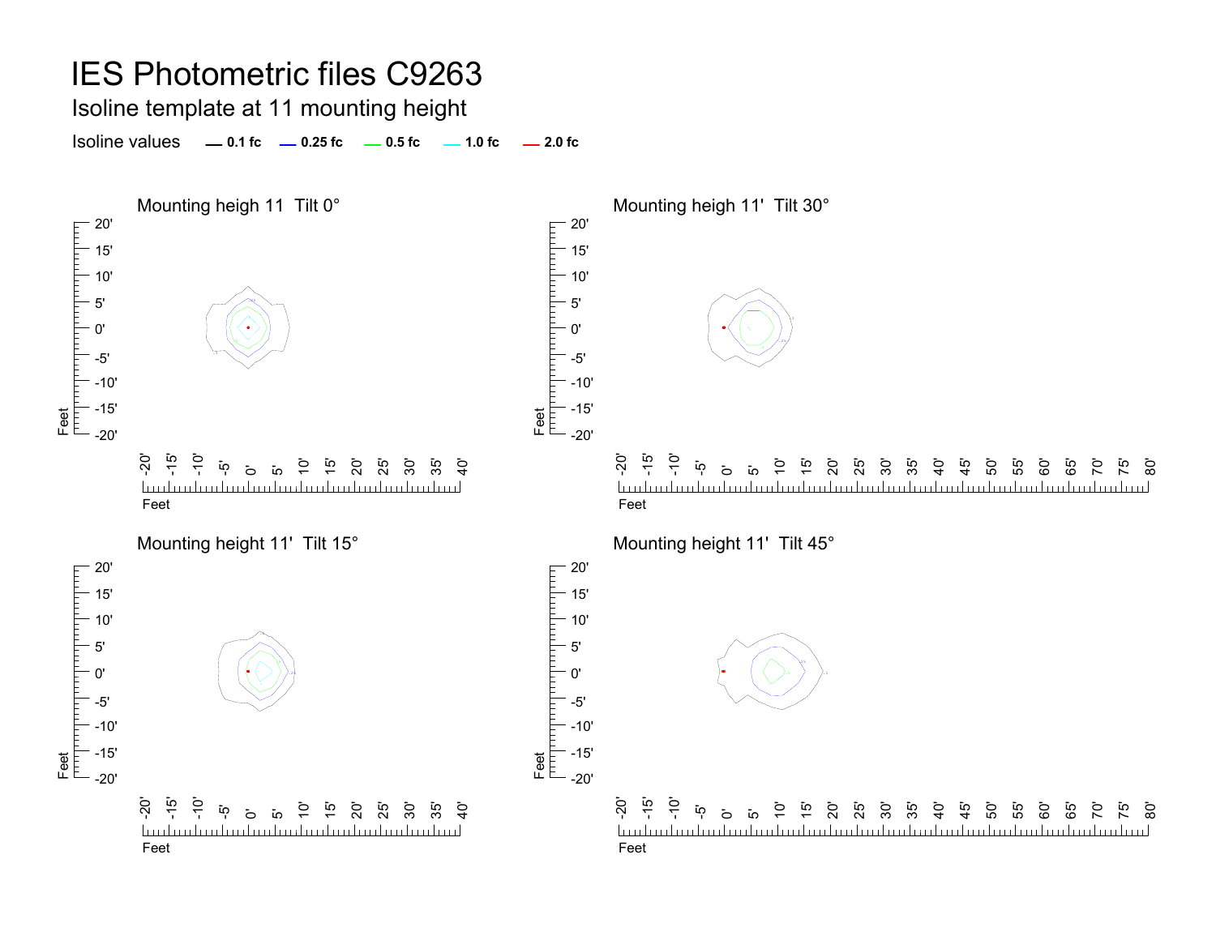# IES Photometric files C9263

## Isoline template at 11 mounting height

Isoline values — 0.1 fc — 0.25 fc — 0.5 fc — 1.0 fc — 2.0 fc

### Mounting heigh 11 Tilt 0°

### Mounting heigh 11' Tilt 30°

### Mounting height 11' Tilt 15°

### Mounting height 11' Tilt 45°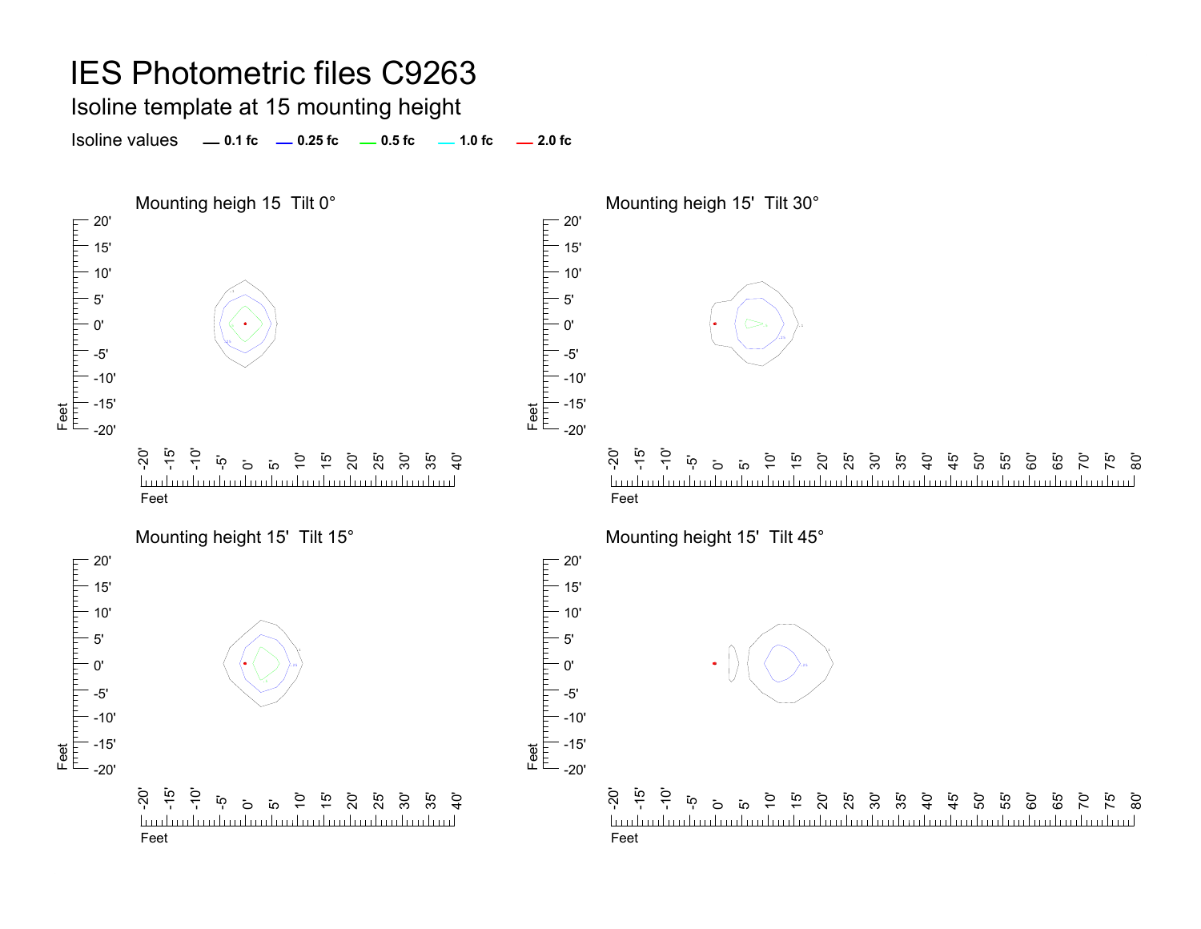# IES Photometric files C9263

## Isoline template at 15 mounting height

Isoline values — 0.1 fc — 0.25 fc — 0.5 fc — 1.0 fc — 2.0 fc

### Mounting heigh 15  Tilt 0°

### Mounting heigh 15'  Tilt 30°

### Mounting height 15'  Tilt 15°

### Mounting height 15'  Tilt 45°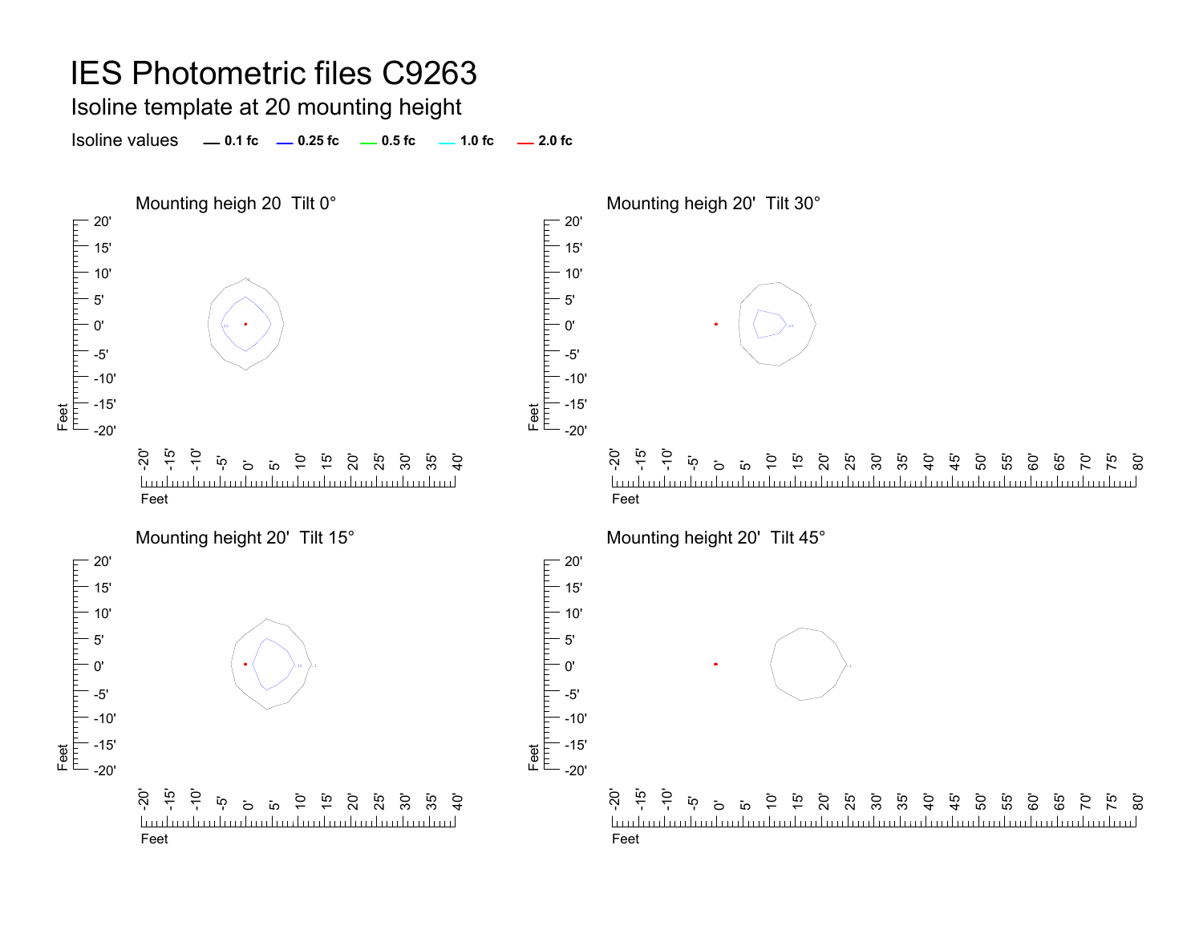# IES Photometric files C9263

## Isoline template at 20 mounting height

Isoline values — 0.1 fc — 0.25 fc — 0.5 fc — 1.0 fc — 2.0 fc

### Mounting heigh 20 Tilt 0°

Feet: 20', 15', 10', 5', 0', -5', -10', -15', -20'

Feet: -20', -15', -10', -5', 0', 5', 10', 15', 20', 25', 30', 35', 40'

### Mounting heigh 20' Tilt 30°

Feet: 20', 15', 10', 5', 0', -5', -10', -15', -20'

Feet: -20', -15', -10', -5', 0', 5', 10', 15', 20', 25', 30', 35', 40', 45', 50', 55', 60', 65', 70', 75', 80'

### Mounting height 20' Tilt 15°

Feet: 20', 15', 10', 5', 0', -5', -10', -15', -20'

Feet: -20', -15', -10', -5', 0', 5', 10', 15', 20', 25', 30', 35', 40'

### Mounting height 20' Tilt 45°

Feet: 20', 15', 10', 5', 0', -5', -10', -15', -20'

Feet: -20', -15', -10', -5', 0', 5', 10', 15', 20', 25', 30', 35', 40', 45', 50', 55', 60', 65', 70', 75', 80'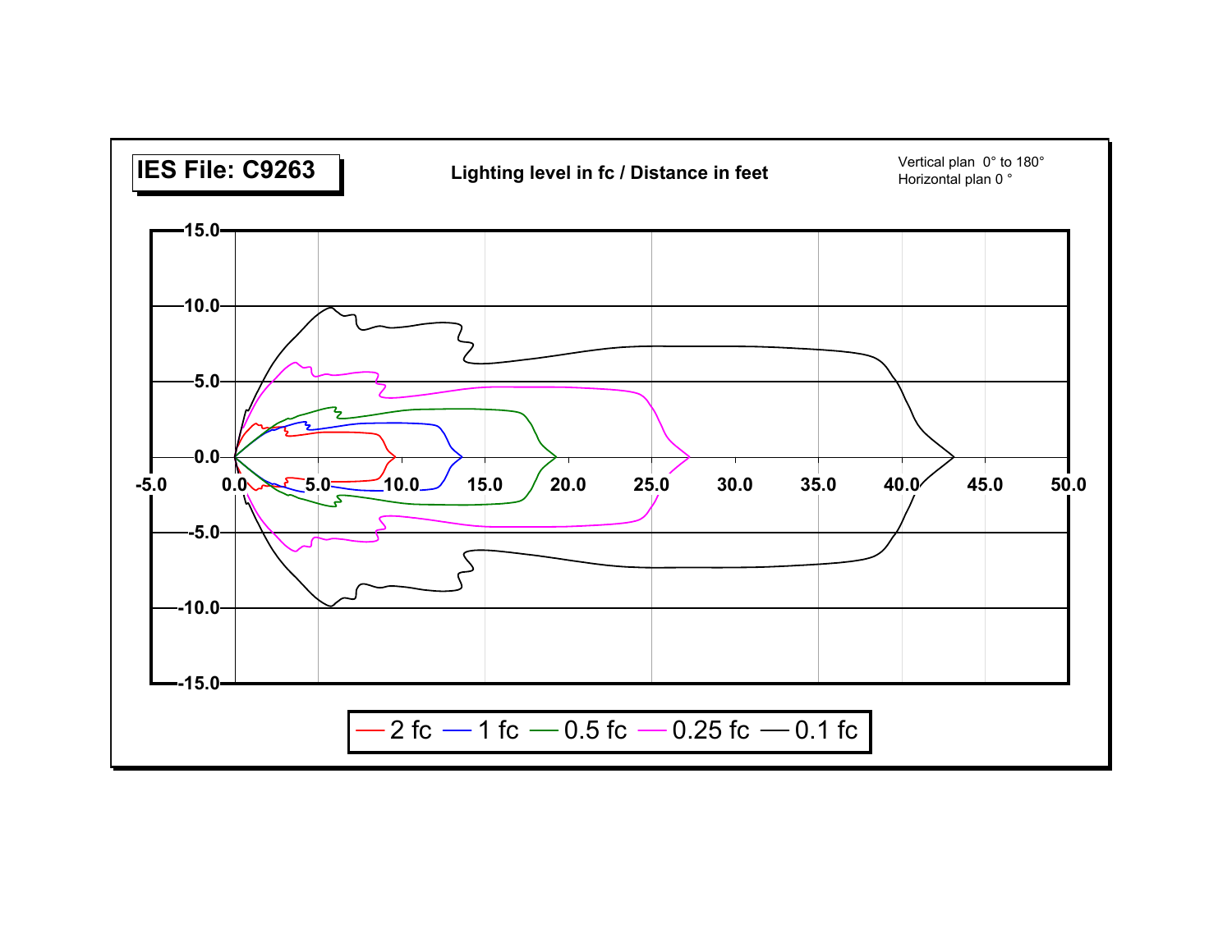IES File: C9263

Lighting level in fc / Distance in feet

Vertical plan 0° to 180°
Horizontal plan 0 °

15.0
10.0
5.0
0.0
-5.0
-10.0
-15.0

-5.0
0.0
5.0
10.0
15.0
20.0
25.0
30.0
35.0
40.0
45.0
50.0

2 fc
1 fc
0.5 fc
0.25 fc
0.1 fc